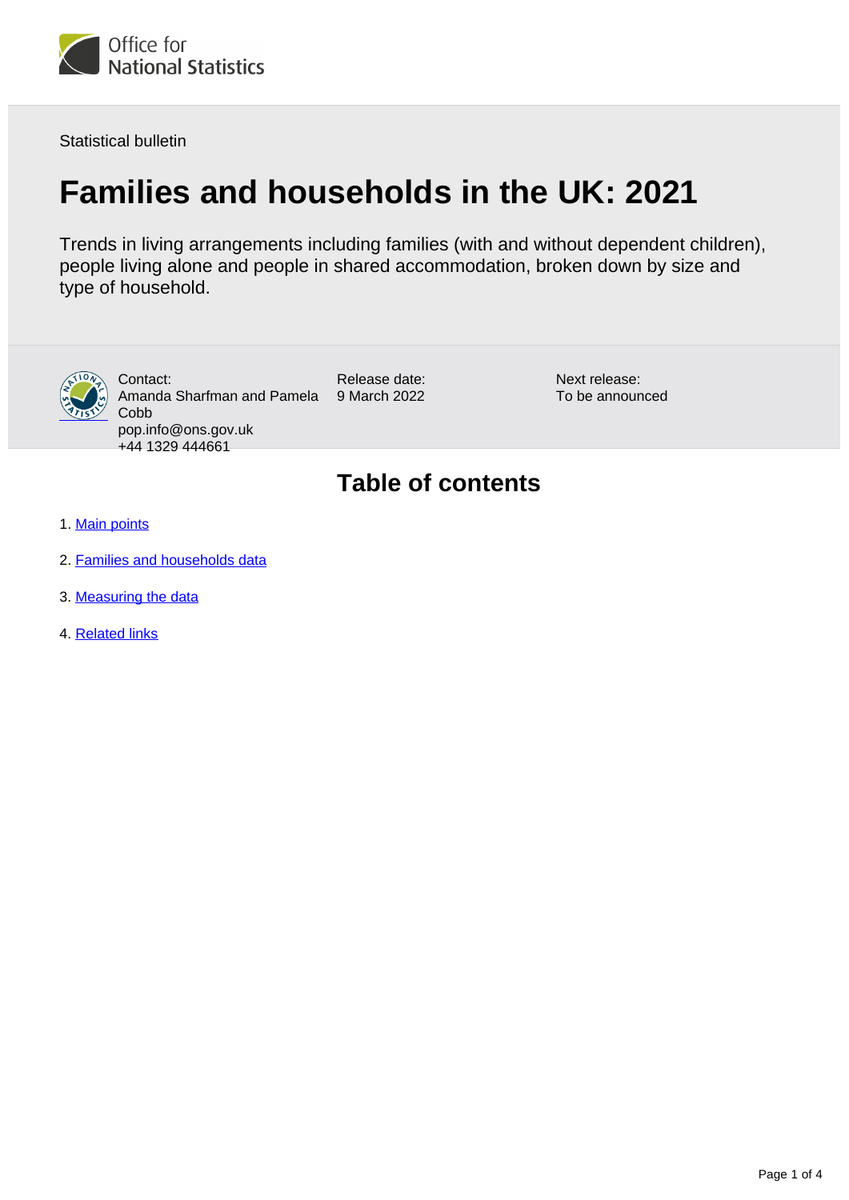Statistical bulletin

# Families and households in the UK: 2021

Trends in living arrangements including families (with and without dependent children), people living alone and people in shared accommodation, broken down by size and type of household.

Contact:
Amanda Sharfman and Pamela Cobb
pop.info@ons.gov.uk
+44 1329 444661

Release date:
9 March 2022

Next release:
To be announced

## Table of contents

1. Main points
2. Families and households data
3. Measuring the data
4. Related links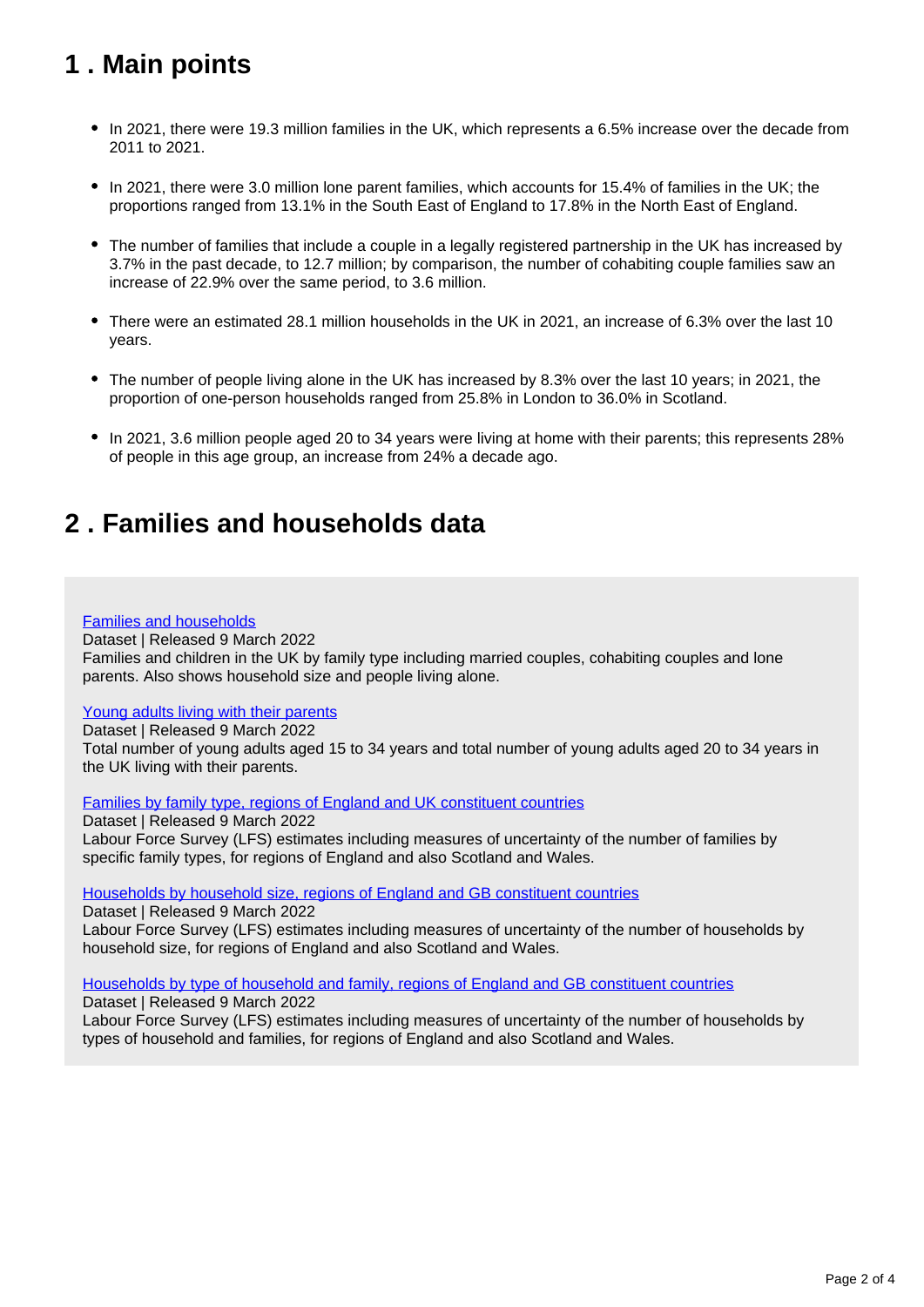## 1 . Main points

- In 2021, there were 19.3 million families in the UK, which represents a 6.5% increase over the decade from 2011 to 2021.
- In 2021, there were 3.0 million lone parent families, which accounts for 15.4% of families in the UK; the proportions ranged from 13.1% in the South East of England to 17.8% in the North East of England.
- The number of families that include a couple in a legally registered partnership in the UK has increased by 3.7% in the past decade, to 12.7 million; by comparison, the number of cohabiting couple families saw an increase of 22.9% over the same period, to 3.6 million.
- There were an estimated 28.1 million households in the UK in 2021, an increase of 6.3% over the last 10 years.
- The number of people living alone in the UK has increased by 8.3% over the last 10 years; in 2021, the proportion of one-person households ranged from 25.8% in London to 36.0% in Scotland.
- In 2021, 3.6 million people aged 20 to 34 years were living at home with their parents; this represents 28% of people in this age group, an increase from 24% a decade ago.

## 2 . Families and households data

Families and households
Dataset | Released 9 March 2022
Families and children in the UK by family type including married couples, cohabiting couples and lone parents. Also shows household size and people living alone.

Young adults living with their parents
Dataset | Released 9 March 2022
Total number of young adults aged 15 to 34 years and total number of young adults aged 20 to 34 years in the UK living with their parents.

Families by family type, regions of England and UK constituent countries
Dataset | Released 9 March 2022
Labour Force Survey (LFS) estimates including measures of uncertainty of the number of families by specific family types, for regions of England and also Scotland and Wales.

Households by household size, regions of England and GB constituent countries
Dataset | Released 9 March 2022
Labour Force Survey (LFS) estimates including measures of uncertainty of the number of households by household size, for regions of England and also Scotland and Wales.

Households by type of household and family, regions of England and GB constituent countries
Dataset | Released 9 March 2022
Labour Force Survey (LFS) estimates including measures of uncertainty of the number of households by types of household and families, for regions of England and also Scotland and Wales.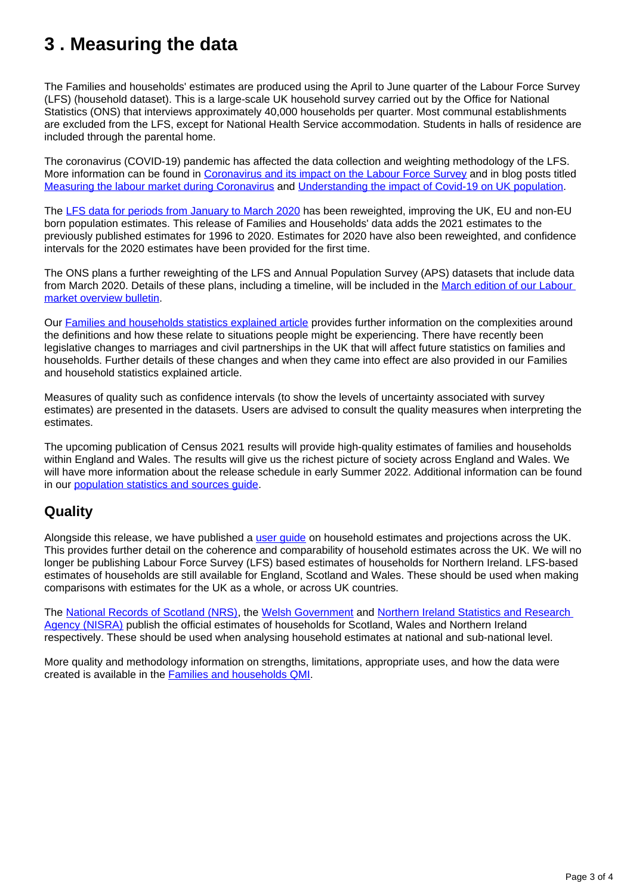## 3 . Measuring the data

The Families and households' estimates are produced using the April to June quarter of the Labour Force Survey (LFS) (household dataset). This is a large-scale UK household survey carried out by the Office for National Statistics (ONS) that interviews approximately 40,000 households per quarter. Most communal establishments are excluded from the LFS, except for National Health Service accommodation. Students in halls of residence are included through the parental home.

The coronavirus (COVID-19) pandemic has affected the data collection and weighting methodology of the LFS. More information can be found in Coronavirus and its impact on the Labour Force Survey and in blog posts titled Measuring the labour market during Coronavirus and Understanding the impact of Covid-19 on UK population.

The LFS data for periods from January to March 2020 has been reweighted, improving the UK, EU and non-EU born population estimates. This release of Families and Households' data adds the 2021 estimates to the previously published estimates for 1996 to 2020. Estimates for 2020 have also been reweighted, and confidence intervals for the 2020 estimates have been provided for the first time.

The ONS plans a further reweighting of the LFS and Annual Population Survey (APS) datasets that include data from March 2020. Details of these plans, including a timeline, will be included in the March edition of our Labour market overview bulletin.

Our Families and households statistics explained article provides further information on the complexities around the definitions and how these relate to situations people might be experiencing. There have recently been legislative changes to marriages and civil partnerships in the UK that will affect future statistics on families and households. Further details of these changes and when they came into effect are also provided in our Families and household statistics explained article.

Measures of quality such as confidence intervals (to show the levels of uncertainty associated with survey estimates) are presented in the datasets. Users are advised to consult the quality measures when interpreting the estimates.

The upcoming publication of Census 2021 results will provide high-quality estimates of families and households within England and Wales. The results will give us the richest picture of society across England and Wales. We will have more information about the release schedule in early Summer 2022. Additional information can be found in our population statistics and sources guide.

### Quality

Alongside this release, we have published a user guide on household estimates and projections across the UK. This provides further detail on the coherence and comparability of household estimates across the UK. We will no longer be publishing Labour Force Survey (LFS) based estimates of households for Northern Ireland. LFS-based estimates of households are still available for England, Scotland and Wales. These should be used when making comparisons with estimates for the UK as a whole, or across UK countries.

The National Records of Scotland (NRS), the Welsh Government and Northern Ireland Statistics and Research Agency (NISRA) publish the official estimates of households for Scotland, Wales and Northern Ireland respectively. These should be used when analysing household estimates at national and sub-national level.

More quality and methodology information on strengths, limitations, appropriate uses, and how the data were created is available in the Families and households QMI.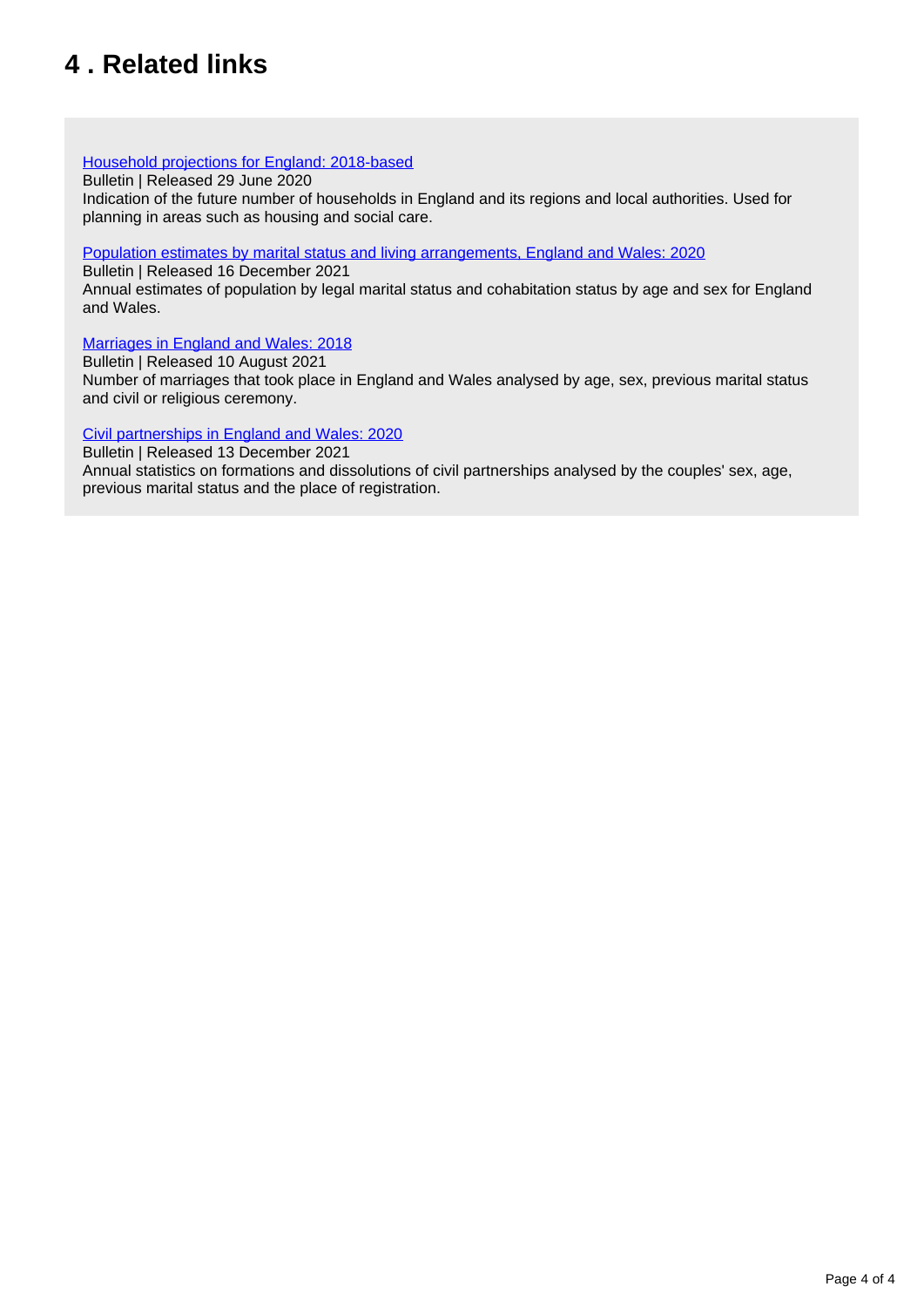## 4 . Related links

[Household projections for England: 2018-based]
Bulletin | Released 29 June 2020
Indication of the future number of households in England and its regions and local authorities. Used for planning in areas such as housing and social care.

[Population estimates by marital status and living arrangements, England and Wales: 2020]
Bulletin | Released 16 December 2021
Annual estimates of population by legal marital status and cohabitation status by age and sex for England and Wales.

[Marriages in England and Wales: 2018]
Bulletin | Released 10 August 2021
Number of marriages that took place in England and Wales analysed by age, sex, previous marital status and civil or religious ceremony.

[Civil partnerships in England and Wales: 2020]
Bulletin | Released 13 December 2021
Annual statistics on formations and dissolutions of civil partnerships analysed by the couples' sex, age, previous marital status and the place of registration.